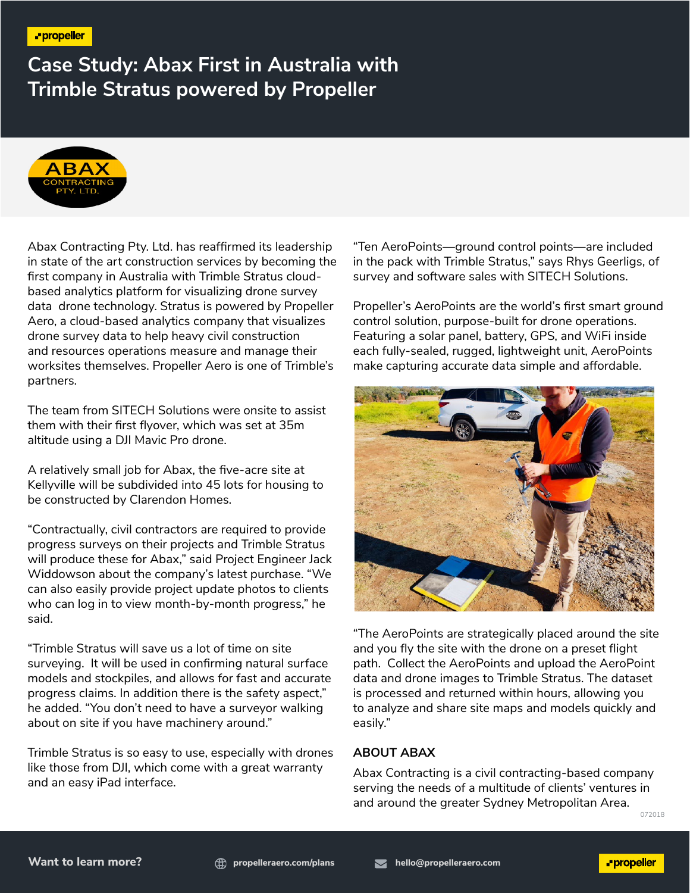# Case Study: Abax First in Australia with Trimble Stratus powered by Propeller

Abax Contracting Pty. Ltd. has reaffirmed its leadership in state of the art construction services by becoming the first company in Australia with Trimble Stratus cloud-based analytics platform for visualizing drone survey data drone technology. Stratus is powered by Propeller Aero, a cloud-based analytics company that visualizes drone survey data to help heavy civil construction and resources operations measure and manage their worksites themselves. Propeller Aero is one of Trimble's partners.

The team from SITECH Solutions were onsite to assist them with their first flyover, which was set at 35m altitude using a DJI Mavic Pro drone.

A relatively small job for Abax, the five-acre site at Kellyville will be subdivided into 45 lots for housing to be constructed by Clarendon Homes.

"Contractually, civil contractors are required to provide progress surveys on their projects and Trimble Stratus will produce these for Abax," said Project Engineer Jack Widdowson about the company's latest purchase. "We can also easily provide project update photos to clients who can log in to view month-by-month progress," he said.

"Trimble Stratus will save us a lot of time on site surveying. It will be used in confirming natural surface models and stockpiles, and allows for fast and accurate progress claims. In addition there is the safety aspect," he added. "You don't need to have a surveyor walking about on site if you have machinery around."

Trimble Stratus is so easy to use, especially with drones like those from DJI, which come with a great warranty and an easy iPad interface.

"Ten AeroPoints—ground control points—are included in the pack with Trimble Stratus," says Rhys Geerligs, of survey and software sales with SITECH Solutions.

Propeller's AeroPoints are the world's first smart ground control solution, purpose-built for drone operations. Featuring a solar panel, battery, GPS, and WiFi inside each fully-sealed, rugged, lightweight unit, AeroPoints make capturing accurate data simple and affordable.

"The AeroPoints are strategically placed around the site and you fly the site with the drone on a preset flight path. Collect the AeroPoints and upload the AeroPoint data and drone images to Trimble Stratus. The dataset is processed and returned within hours, allowing you to analyze and share site maps and models quickly and easily."

## ABOUT ABAX

Abax Contracting is a civil contracting-based company serving the needs of a multitude of clients' ventures in and around the greater Sydney Metropolitan Area.

072018

**Want to learn more?** propelleraero.com/plans hello@propelleraero.com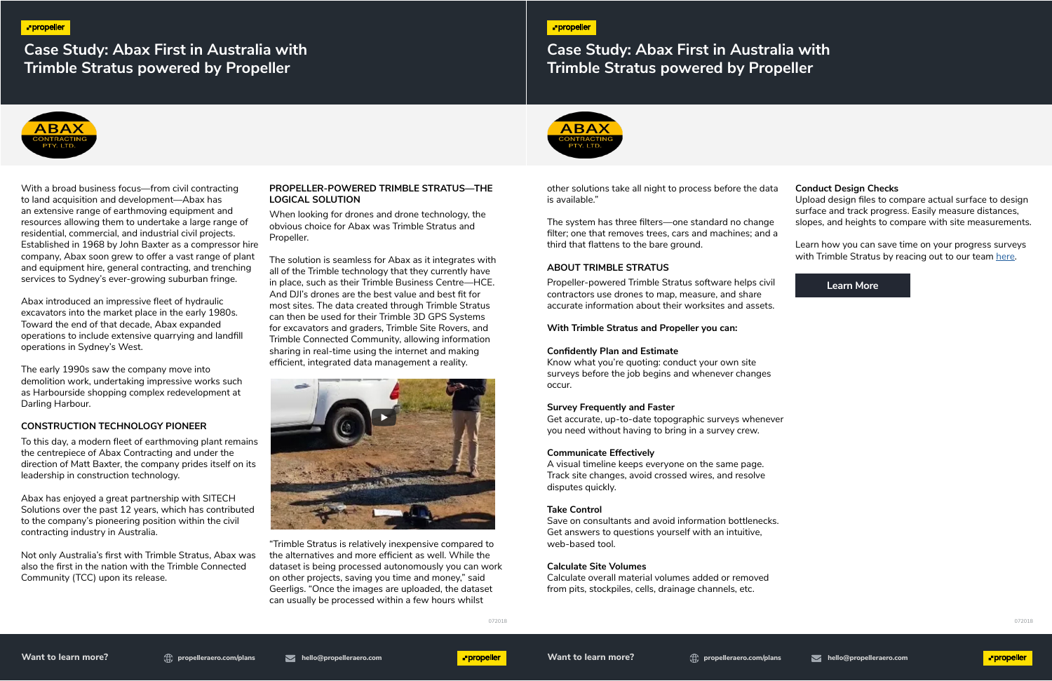# Case Study: Abax First in Australia with Trimble Stratus powered by Propeller

With a broad business focus—from civil contracting to land acquisition and development—Abax has an extensive range of earthmoving equipment and resources allowing them to undertake a large range of residential, commercial, and industrial civil projects. Established in 1968 by John Baxter as a compressor hire company, Abax soon grew to offer a vast range of plant and equipment hire, general contracting, and trenching services to Sydney's ever-growing suburban fringe.

Abax introduced an impressive fleet of hydraulic excavators into the market place in the early 1980s. Toward the end of that decade, Abax expanded operations to include extensive quarrying and landfill operations in Sydney's West.

The early 1990s saw the company move into demolition work, undertaking impressive works such as Harbourside shopping complex redevelopment at Darling Harbour.

## CONSTRUCTION TECHNOLOGY PIONEER

To this day, a modern fleet of earthmoving plant remains the centrepiece of Abax Contracting and under the direction of Matt Baxter, the company prides itself on its leadership in construction technology.

Abax has enjoyed a great partnership with SITECH Solutions over the past 12 years, which has contributed to the company's pioneering position within the civil contracting industry in Australia.

Not only Australia's first with Trimble Stratus, Abax was also the first in the nation with the Trimble Connected Community (TCC) upon its release.

## PROPELLER-POWERED TRIMBLE STRATUS—THE LOGICAL SOLUTION

When looking for drones and drone technology, the obvious choice for Abax was Trimble Stratus and Propeller.

The solution is seamless for Abax as it integrates with all of the Trimble technology that they currently have in place, such as their Trimble Business Centre—HCE. And DJI's drones are the best value and best fit for most sites. The data created through Trimble Stratus can then be used for their Trimble 3D GPS Systems for excavators and graders, Trimble Site Rovers, and Trimble Connected Community, allowing information sharing in real-time using the internet and making efficient, integrated data management a reality.

"Trimble Stratus is relatively inexpensive compared to the alternatives and more efficient as well. While the dataset is being processed autonomously you can work on other projects, saving you time and money," said Geerligs. "Once the images are uploaded, the dataset can usually be processed within a few hours whilst other solutions take all night to process before the data is available."

The system has three filters—one standard no change filter; one that removes trees, cars and machines; and a third that flattens to the bare ground.

## ABOUT TRIMBLE STRATUS

Propeller-powered Trimble Stratus software helps civil contractors use drones to map, measure, and share accurate information about their worksites and assets.

**With Trimble Stratus and Propeller you can:**

**Confidently Plan and Estimate**
Know what you're quoting: conduct your own site surveys before the job begins and whenever changes occur.

**Survey Frequently and Faster**
Get accurate, up-to-date topographic surveys whenever you need without having to bring in a survey crew.

**Communicate Effectively**
A visual timeline keeps everyone on the same page. Track site changes, avoid crossed wires, and resolve disputes quickly.

**Take Control**
Save on consultants and avoid information bottlenecks. Get answers to questions yourself with an intuitive, web-based tool.

**Calculate Site Volumes**
Calculate overall material volumes added or removed from pits, stockpiles, cells, drainage channels, etc.

**Conduct Design Checks**
Upload design files to compare actual surface to design surface and track progress. Easily measure distances, slopes, and heights to compare with site measurements.

Learn how you can save time on your progress surveys with Trimble Stratus by reacing out to our team here.

Learn More

072018

**Want to learn more?** propelleraero.com/plans hello@propelleraero.com